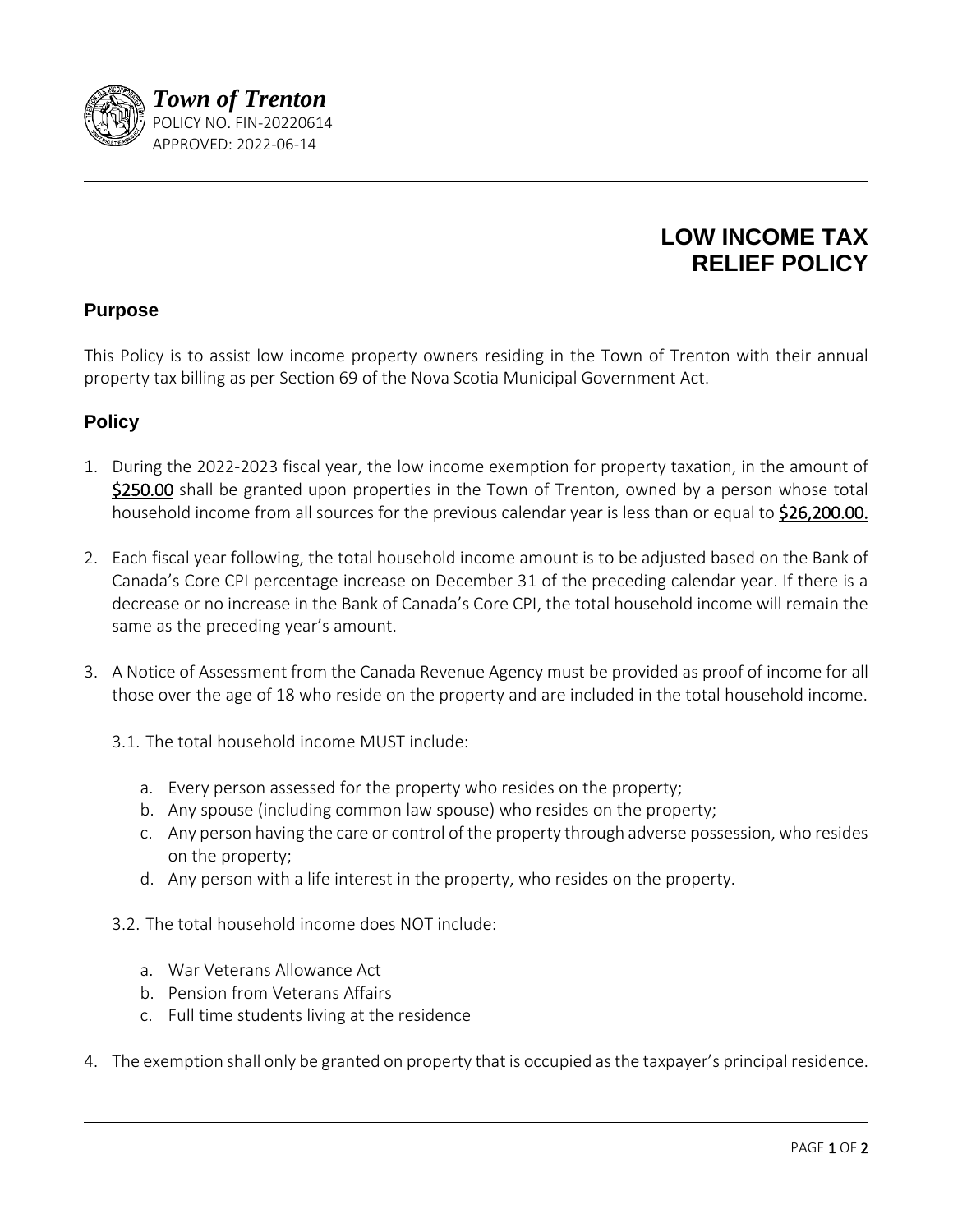*Town of Trenton*
POLICY NO. FIN-20220614
APPROVED: 2022-06-14

# LOW INCOME TAX RELIEF POLICY

## Purpose

This Policy is to assist low income property owners residing in the Town of Trenton with their annual property tax billing as per Section 69 of the Nova Scotia Municipal Government Act.

## Policy

1. During the 2022-2023 fiscal year, the low income exemption for property taxation, in the amount of **$250.00** shall be granted upon properties in the Town of Trenton, owned by a person whose total household income from all sources for the previous calendar year is less than or equal to **$26,200.00.**

2. Each fiscal year following, the total household income amount is to be adjusted based on the Bank of Canada's Core CPI percentage increase on December 31 of the preceding calendar year. If there is a decrease or no increase in the Bank of Canada's Core CPI, the total household income will remain the same as the preceding year's amount.

3. A Notice of Assessment from the Canada Revenue Agency must be provided as proof of income for all those over the age of 18 who reside on the property and are included in the total household income.

   3.1. The total household income MUST include:

   a. Every person assessed for the property who resides on the property;
   b. Any spouse (including common law spouse) who resides on the property;
   c. Any person having the care or control of the property through adverse possession, who resides on the property;
   d. Any person with a life interest in the property, who resides on the property.

   3.2. The total household income does NOT include:

   a. War Veterans Allowance Act
   b. Pension from Veterans Affairs
   c. Full time students living at the residence

4. The exemption shall only be granted on property that is occupied as the taxpayer's principal residence.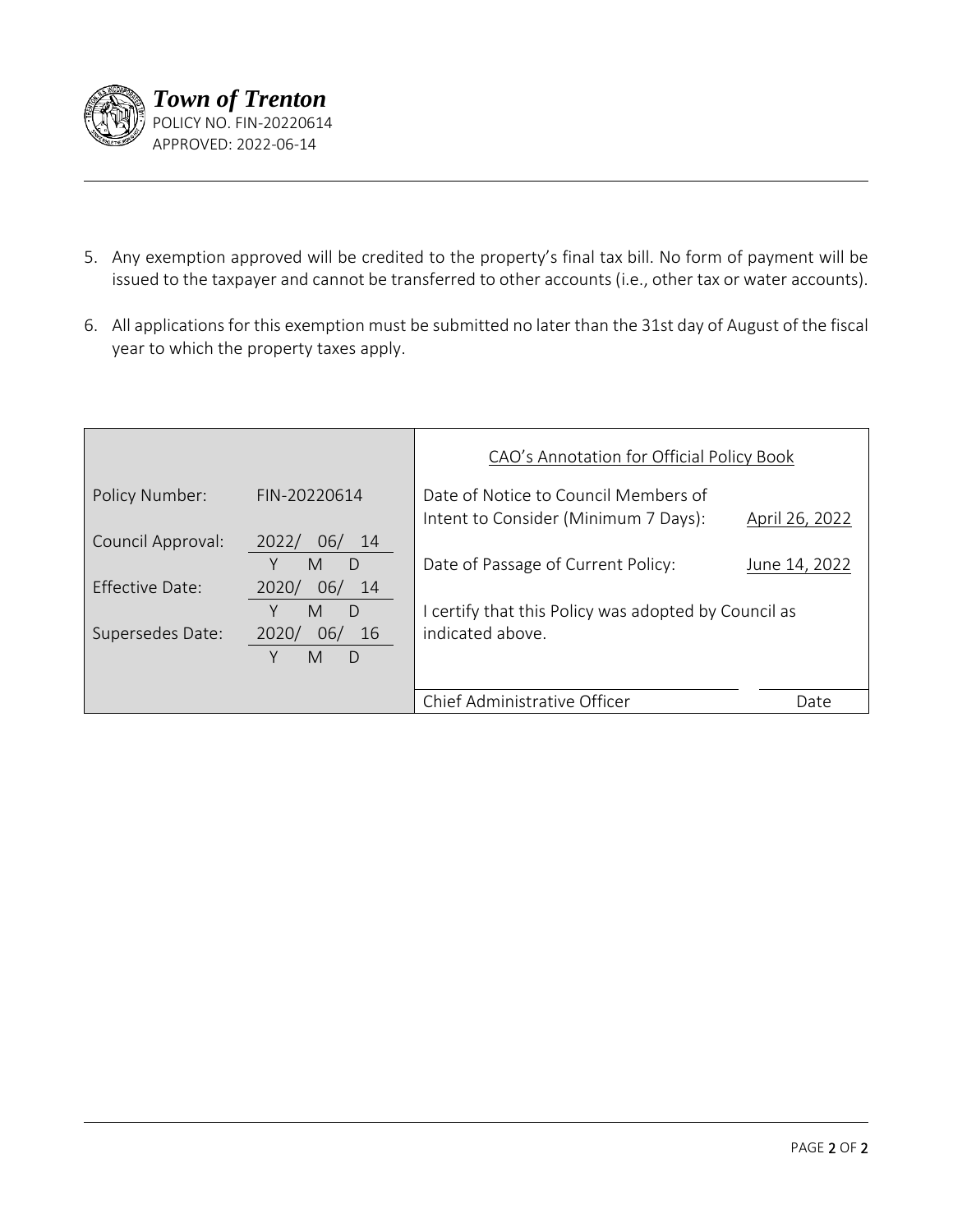5. Any exemption approved will be credited to the property's final tax bill. No form of payment will be issued to the taxpayer and cannot be transferred to other accounts (i.e., other tax or water accounts).

6. All applications for this exemption must be submitted no later than the 31st day of August of the fiscal year to which the property taxes apply.

| | | CAO's Annotation for Official Policy Book | |
|---|---|---|---|
| Policy Number: | FIN-20220614 | Date of Notice to Council Members of Intent to Consider (Minimum 7 Days): | April 26, 2022 |
| Council Approval: | 2022/ 06/ 14 (Y M D) | Date of Passage of Current Policy: | June 14, 2022 |
| Effective Date: | 2020/ 06/ 14 (Y M D) | I certify that this Policy was adopted by Council as indicated above. | |
| Supersedes Date: | 2020/ 06/ 16 (Y M D) | | |
| | | Chief Administrative Officer | Date |